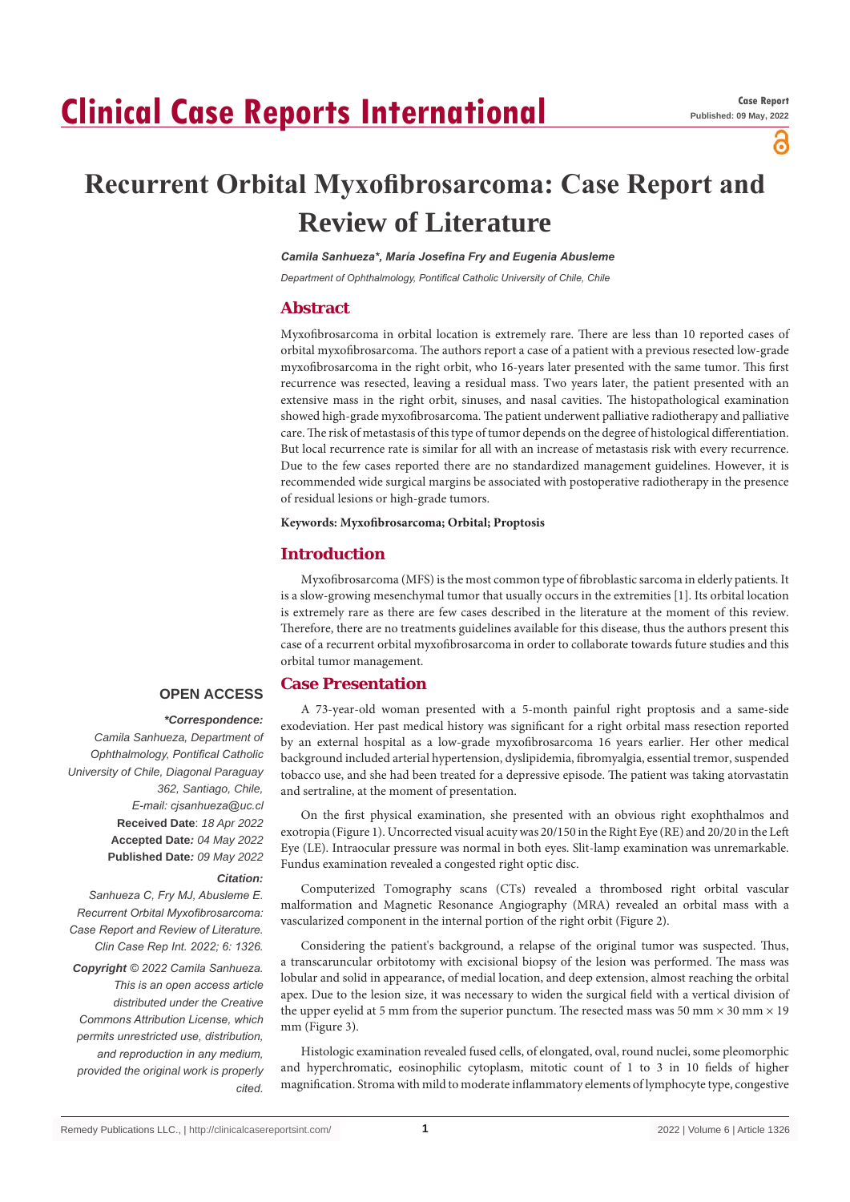# Clinical Case Reports International

**Case Report**
**Published: 09 May, 2022**

# Recurrent Orbital Myxofibrosarcoma: Case Report and Review of Literature

***Camila Sanhueza*, María Josefina Fry and Eugenia Abusleme***

*Department of Ophthalmology, Pontifical Catholic University of Chile, Chile*

## Abstract

Myxofibrosarcoma in orbital location is extremely rare. There are less than 10 reported cases of orbital myxofibrosarcoma. The authors report a case of a patient with a previous resected low-grade myxofibrosarcoma in the right orbit, who 16-years later presented with the same tumor. This first recurrence was resected, leaving a residual mass. Two years later, the patient presented with an extensive mass in the right orbit, sinuses, and nasal cavities. The histopathological examination showed high-grade myxofibrosarcoma. The patient underwent palliative radiotherapy and palliative care. The risk of metastasis of this type of tumor depends on the degree of histological differentiation. But local recurrence rate is similar for all with an increase of metastasis risk with every recurrence. Due to the few cases reported there are no standardized management guidelines. However, it is recommended wide surgical margins be associated with postoperative radiotherapy in the presence of residual lesions or high-grade tumors.

**Keywords: Myxofibrosarcoma; Orbital; Proptosis**

## Introduction

Myxofibrosarcoma (MFS) is the most common type of fibroblastic sarcoma in elderly patients. It is a slow-growing mesenchymal tumor that usually occurs in the extremities [1]. Its orbital location is extremely rare as there are few cases described in the literature at the moment of this review. Therefore, there are no treatments guidelines available for this disease, thus the authors present this case of a recurrent orbital myxofibrosarcoma in order to collaborate towards future studies and this orbital tumor management.

## Case Presentation

A 73-year-old woman presented with a 5-month painful right proptosis and a same-side exodeviation. Her past medical history was significant for a right orbital mass resection reported by an external hospital as a low-grade myxofibrosarcoma 16 years earlier. Her other medical background included arterial hypertension, dyslipidemia, fibromyalgia, essential tremor, suspended tobacco use, and she had been treated for a depressive episode. The patient was taking atorvastatin and sertraline, at the moment of presentation.

On the first physical examination, she presented with an obvious right exophthalmos and exotropia (Figure 1). Uncorrected visual acuity was 20/150 in the Right Eye (RE) and 20/20 in the Left Eye (LE). Intraocular pressure was normal in both eyes. Slit-lamp examination was unremarkable. Fundus examination revealed a congested right optic disc.

Computerized Tomography scans (CTs) revealed a thrombosed right orbital vascular malformation and Magnetic Resonance Angiography (MRA) revealed an orbital mass with a vascularized component in the internal portion of the right orbit (Figure 2).

Considering the patient's background, a relapse of the original tumor was suspected. Thus, a transcaruncular orbitotomy with excisional biopsy of the lesion was performed. The mass was lobular and solid in appearance, of medial location, and deep extension, almost reaching the orbital apex. Due to the lesion size, it was necessary to widen the surgical field with a vertical division of the upper eyelid at 5 mm from the superior punctum. The resected mass was 50 mm × 30 mm × 19 mm (Figure 3).

Histologic examination revealed fused cells, of elongated, oval, round nuclei, some pleomorphic and hyperchromatic, eosinophilic cytoplasm, mitotic count of 1 to 3 in 10 fields of higher magnification. Stroma with mild to moderate inflammatory elements of lymphocyte type, congestive

**OPEN ACCESS**

***Correspondence:**

*Camila Sanhueza, Department of Ophthalmology, Pontifical Catholic University of Chile, Diagonal Paraguay 362, Santiago, Chile,*
*E-mail: cjsanhueza@uc.cl*

**Received Date**: *18 Apr 2022*
**Accepted Date***: 04 May 2022*
**Published Date***: 09 May 2022*

***Citation:***

*Sanhueza C, Fry MJ, Abusleme E. Recurrent Orbital Myxofibrosarcoma: Case Report and Review of Literature. Clin Case Rep Int. 2022; 6: 1326.*

***Copyright** © 2022 Camila Sanhueza. This is an open access article distributed under the Creative Commons Attribution License, which permits unrestricted use, distribution, and reproduction in any medium, provided the original work is properly cited.*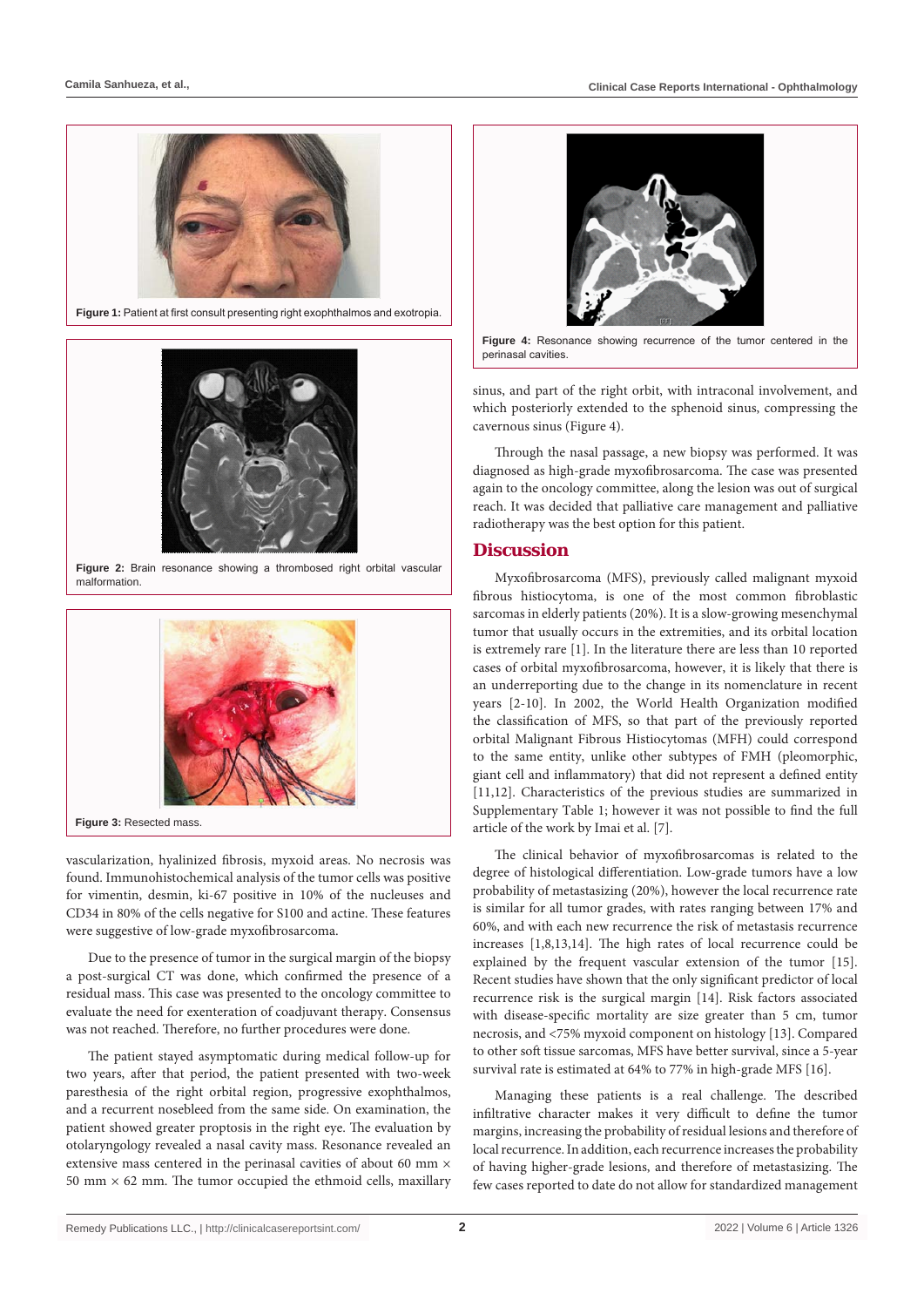Figure 1: Patient at first consult presenting right exophthalmos and exotropia.

Figure 2: Brain resonance showing a thrombosed right orbital vascular malformation.

Figure 3: Resected mass.

vascularization, hyalinized fibrosis, myxoid areas. No necrosis was found. Immunohistochemical analysis of the tumor cells was positive for vimentin, desmin, ki-67 positive in 10% of the nucleuses and CD34 in 80% of the cells negative for S100 and actine. These features were suggestive of low-grade myxofibrosarcoma.

Due to the presence of tumor in the surgical margin of the biopsy a post-surgical CT was done, which confirmed the presence of a residual mass. This case was presented to the oncology committee to evaluate the need for exenteration of coadjuvant therapy. Consensus was not reached. Therefore, no further procedures were done.

The patient stayed asymptomatic during medical follow-up for two years, after that period, the patient presented with two-week paresthesia of the right orbital region, progressive exophthalmos, and a recurrent nosebleed from the same side. On examination, the patient showed greater proptosis in the right eye. The evaluation by otolaryngology revealed a nasal cavity mass. Resonance revealed an extensive mass centered in the perinasal cavities of about 60 mm × 50 mm × 62 mm. The tumor occupied the ethmoid cells, maxillary sinus, and part of the right orbit, with intraconal involvement, and which posteriorly extended to the sphenoid sinus, compressing the cavernous sinus (Figure 4).

Figure 4: Resonance showing recurrence of the tumor centered in the perinasal cavities.

Through the nasal passage, a new biopsy was performed. It was diagnosed as high-grade myxofibrosarcoma. The case was presented again to the oncology committee, along the lesion was out of surgical reach. It was decided that palliative care management and palliative radiotherapy was the best option for this patient.

## Discussion

Myxofibrosarcoma (MFS), previously called malignant myxoid fibrous histiocytoma, is one of the most common fibroblastic sarcomas in elderly patients (20%). It is a slow-growing mesenchymal tumor that usually occurs in the extremities, and its orbital location is extremely rare [1]. In the literature there are less than 10 reported cases of orbital myxofibrosarcoma, however, it is likely that there is an underreporting due to the change in its nomenclature in recent years [2-10]. In 2002, the World Health Organization modified the classification of MFS, so that part of the previously reported orbital Malignant Fibrous Histiocytomas (MFH) could correspond to the same entity, unlike other subtypes of FMH (pleomorphic, giant cell and inflammatory) that did not represent a defined entity [11,12]. Characteristics of the previous studies are summarized in Supplementary Table 1; however it was not possible to find the full article of the work by Imai et al. [7].

The clinical behavior of myxofibrosarcomas is related to the degree of histological differentiation. Low-grade tumors have a low probability of metastasizing (20%), however the local recurrence rate is similar for all tumor grades, with rates ranging between 17% and 60%, and with each new recurrence the risk of metastasis recurrence increases [1,8,13,14]. The high rates of local recurrence could be explained by the frequent vascular extension of the tumor [15]. Recent studies have shown that the only significant predictor of local recurrence risk is the surgical margin [14]. Risk factors associated with disease-specific mortality are size greater than 5 cm, tumor necrosis, and <75% myxoid component on histology [13]. Compared to other soft tissue sarcomas, MFS have better survival, since a 5-year survival rate is estimated at 64% to 77% in high-grade MFS [16].

Managing these patients is a real challenge. The described infiltrative character makes it very difficult to define the tumor margins, increasing the probability of residual lesions and therefore of local recurrence. In addition, each recurrence increases the probability of having higher-grade lesions, and therefore of metastasizing. The few cases reported to date do not allow for standardized management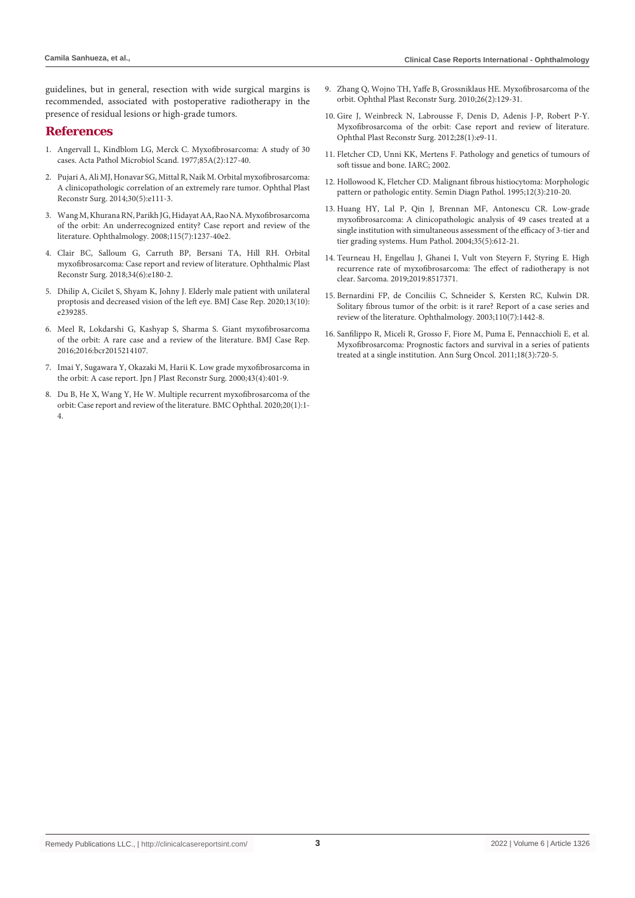guidelines, but in general, resection with wide surgical margins is recommended, associated with postoperative radiotherapy in the presence of residual lesions or high-grade tumors.

## References

1. Angervall L, Kindblom LG, Merck C. Myxofibrosarcoma: A study of 30 cases. Acta Pathol Microbiol Scand. 1977;85A(2):127-40.
2. Pujari A, Ali MJ, Honavar SG, Mittal R, Naik M. Orbital myxofibrosarcoma: A clinicopathologic correlation of an extremely rare tumor. Ophthal Plast Reconstr Surg. 2014;30(5):e111-3.
3. Wang M, Khurana RN, Parikh JG, Hidayat AA, Rao NA. Myxofibrosarcoma of the orbit: An underrecognized entity? Case report and review of the literature. Ophthalmology. 2008;115(7):1237-40e2.
4. Clair BC, Salloum G, Carruth BP, Bersani TA, Hill RH. Orbital myxofibrosarcoma: Case report and review of literature. Ophthalmic Plast Reconstr Surg. 2018;34(6):e180-2.
5. Dhilip A, Cicilet S, Shyam K, Johny J. Elderly male patient with unilateral proptosis and decreased vision of the left eye. BMJ Case Rep. 2020;13(10): e239285.
6. Meel R, Lokdarshi G, Kashyap S, Sharma S. Giant myxofibrosarcoma of the orbit: A rare case and a review of the literature. BMJ Case Rep. 2016;2016:bcr2015214107.
7. Imai Y, Sugawara Y, Okazaki M, Harii K. Low grade myxofibrosarcoma in the orbit: A case report. Jpn J Plast Reconstr Surg. 2000;43(4):401-9.
8. Du B, He X, Wang Y, He W. Multiple recurrent myxofibrosarcoma of the orbit: Case report and review of the literature. BMC Ophthal. 2020;20(1):1-4.
9. Zhang Q, Wojno TH, Yaffe B, Grossniklaus HE. Myxofibrosarcoma of the orbit. Ophthal Plast Reconstr Surg. 2010;26(2):129-31.
10. Gire J, Weinbreck N, Labrousse F, Denis D, Adenis J-P, Robert P-Y. Myxofibrosarcoma of the orbit: Case report and review of literature. Ophthal Plast Reconstr Surg. 2012;28(1):e9-11.
11. Fletcher CD, Unni KK, Mertens F. Pathology and genetics of tumours of soft tissue and bone. IARC; 2002.
12. Hollowood K, Fletcher CD. Malignant fibrous histiocytoma: Morphologic pattern or pathologic entity. Semin Diagn Pathol. 1995;12(3):210-20.
13. Huang HY, Lal P, Qin J, Brennan MF, Antonescu CR. Low-grade myxofibrosarcoma: A clinicopathologic analysis of 49 cases treated at a single institution with simultaneous assessment of the efficacy of 3-tier and tier grading systems. Hum Pathol. 2004;35(5):612-21.
14. Teurneau H, Engellau J, Ghanei I, Vult von Steyern F, Styring E. High recurrence rate of myxofibrosarcoma: The effect of radiotherapy is not clear. Sarcoma. 2019;2019:8517371.
15. Bernardini FP, de Conciliis C, Schneider S, Kersten RC, Kulwin DR. Solitary fibrous tumor of the orbit: is it rare? Report of a case series and review of the literature. Ophthalmology. 2003;110(7):1442-8.
16. Sanfilippo R, Miceli R, Grosso F, Fiore M, Puma E, Pennacchioli E, et al. Myxofibrosarcoma: Prognostic factors and survival in a series of patients treated at a single institution. Ann Surg Oncol. 2011;18(3):720-5.